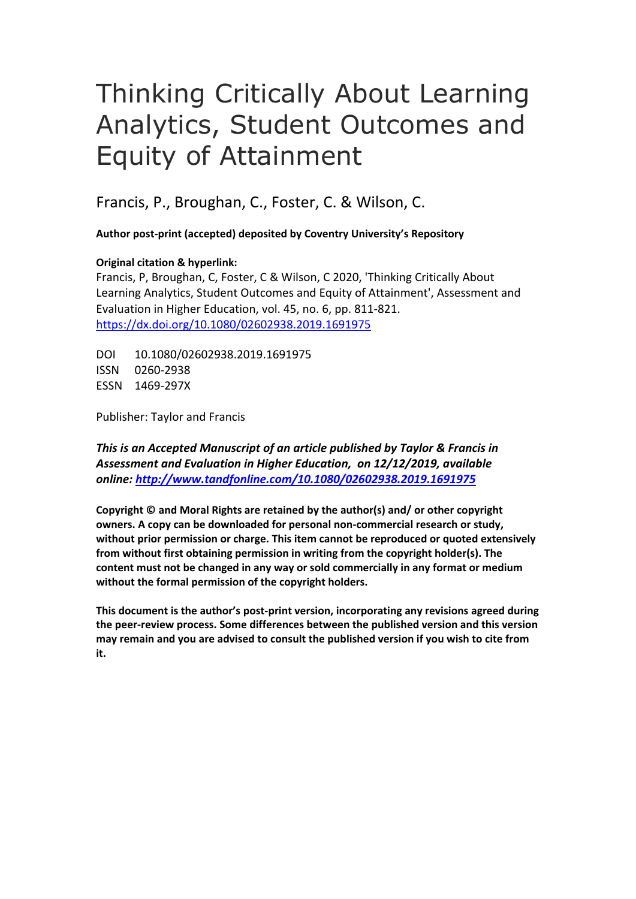# Thinking Critically About Learning Analytics, Student Outcomes and Equity of Attainment

Francis, P., Broughan, C., Foster, C. & Wilson, C.

**Author post-print (accepted) deposited by Coventry University's Repository**

**Original citation & hyperlink:**

Francis, P, Broughan, C, Foster, C & Wilson, C 2020, 'Thinking Critically About Learning Analytics, Student Outcomes and Equity of Attainment', Assessment and Evaluation in Higher Education, vol. 45, no. 6, pp. 811-821.
https://dx.doi.org/10.1080/02602938.2019.1691975

DOI 10.1080/02602938.2019.1691975
ISSN 0260-2938
ESSN 1469-297X

Publisher: Taylor and Francis

***This is an Accepted Manuscript of an article published by Taylor & Francis in Assessment and Evaluation in Higher Education, on 12/12/2019, available online: http://www.tandfonline.com/10.1080/02602938.2019.1691975***

**Copyright © and Moral Rights are retained by the author(s) and/ or other copyright owners. A copy can be downloaded for personal non-commercial research or study, without prior permission or charge. This item cannot be reproduced or quoted extensively from without first obtaining permission in writing from the copyright holder(s). The content must not be changed in any way or sold commercially in any format or medium without the formal permission of the copyright holders.**

**This document is the author's post-print version, incorporating any revisions agreed during the peer-review process. Some differences between the published version and this version may remain and you are advised to consult the published version if you wish to cite from it.**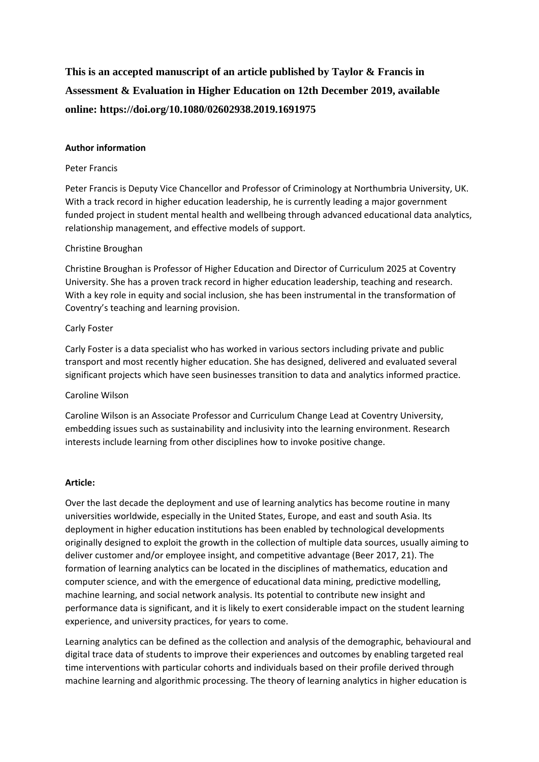**This is an accepted manuscript of an article published by Taylor & Francis in Assessment & Evaluation in Higher Education on 12th December 2019, available online: https://doi.org/10.1080/02602938.2019.1691975**

**Author information**

Peter Francis

Peter Francis is Deputy Vice Chancellor and Professor of Criminology at Northumbria University, UK. With a track record in higher education leadership, he is currently leading a major government funded project in student mental health and wellbeing through advanced educational data analytics, relationship management, and effective models of support.

Christine Broughan

Christine Broughan is Professor of Higher Education and Director of Curriculum 2025 at Coventry University. She has a proven track record in higher education leadership, teaching and research. With a key role in equity and social inclusion, she has been instrumental in the transformation of Coventry's teaching and learning provision.

Carly Foster

Carly Foster is a data specialist who has worked in various sectors including private and public transport and most recently higher education. She has designed, delivered and evaluated several significant projects which have seen businesses transition to data and analytics informed practice.

Caroline Wilson

Caroline Wilson is an Associate Professor and Curriculum Change Lead at Coventry University, embedding issues such as sustainability and inclusivity into the learning environment. Research interests include learning from other disciplines how to invoke positive change.

**Article:**

Over the last decade the deployment and use of learning analytics has become routine in many universities worldwide, especially in the United States, Europe, and east and south Asia. Its deployment in higher education institutions has been enabled by technological developments originally designed to exploit the growth in the collection of multiple data sources, usually aiming to deliver customer and/or employee insight, and competitive advantage (Beer 2017, 21). The formation of learning analytics can be located in the disciplines of mathematics, education and computer science, and with the emergence of educational data mining, predictive modelling, machine learning, and social network analysis. Its potential to contribute new insight and performance data is significant, and it is likely to exert considerable impact on the student learning experience, and university practices, for years to come.

Learning analytics can be defined as the collection and analysis of the demographic, behavioural and digital trace data of students to improve their experiences and outcomes by enabling targeted real time interventions with particular cohorts and individuals based on their profile derived through machine learning and algorithmic processing. The theory of learning analytics in higher education is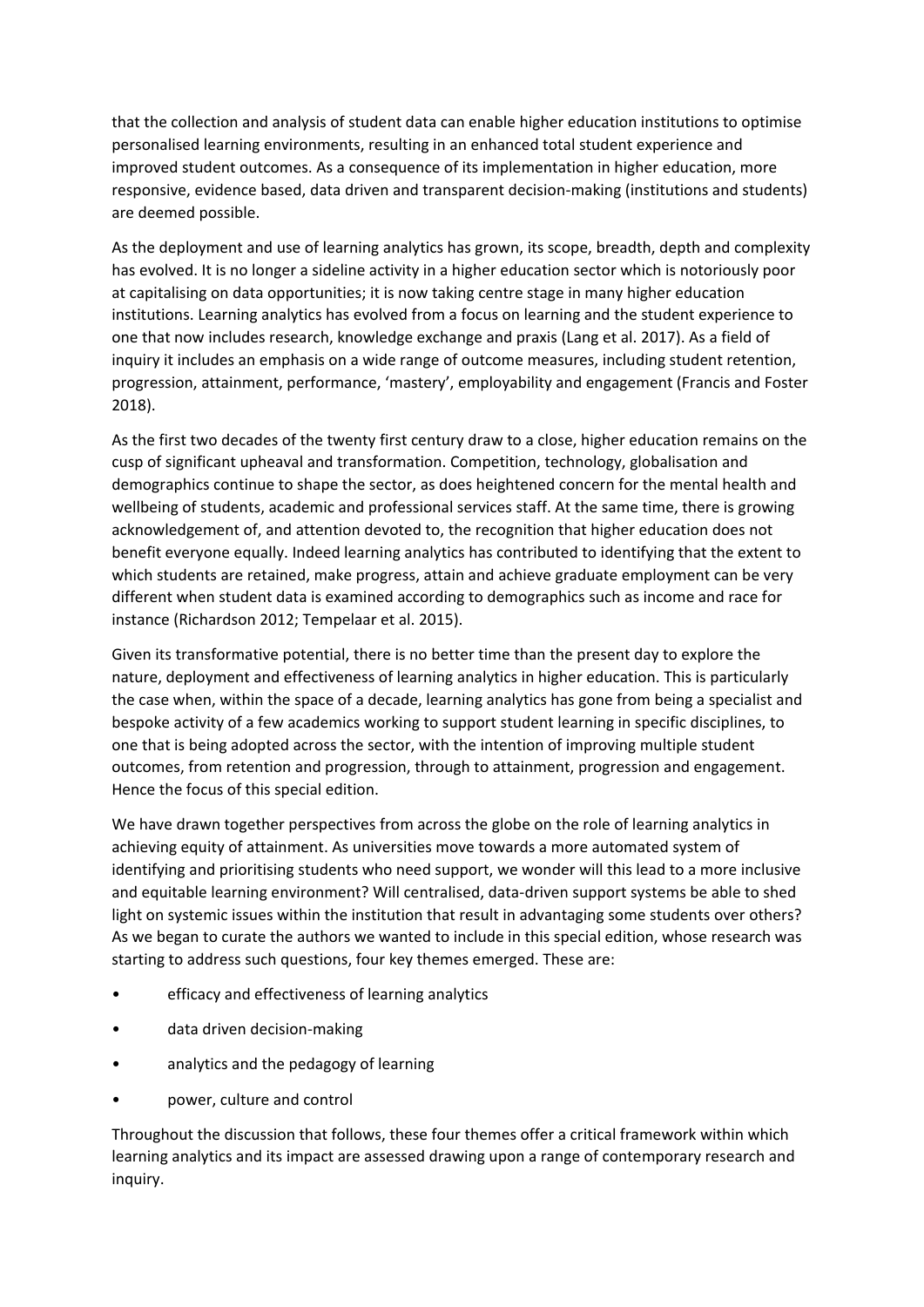that the collection and analysis of student data can enable higher education institutions to optimise personalised learning environments, resulting in an enhanced total student experience and improved student outcomes. As a consequence of its implementation in higher education, more responsive, evidence based, data driven and transparent decision-making (institutions and students) are deemed possible.

As the deployment and use of learning analytics has grown, its scope, breadth, depth and complexity has evolved. It is no longer a sideline activity in a higher education sector which is notoriously poor at capitalising on data opportunities; it is now taking centre stage in many higher education institutions. Learning analytics has evolved from a focus on learning and the student experience to one that now includes research, knowledge exchange and praxis (Lang et al. 2017). As a field of inquiry it includes an emphasis on a wide range of outcome measures, including student retention, progression, attainment, performance, 'mastery', employability and engagement (Francis and Foster 2018).

As the first two decades of the twenty first century draw to a close, higher education remains on the cusp of significant upheaval and transformation. Competition, technology, globalisation and demographics continue to shape the sector, as does heightened concern for the mental health and wellbeing of students, academic and professional services staff. At the same time, there is growing acknowledgement of, and attention devoted to, the recognition that higher education does not benefit everyone equally. Indeed learning analytics has contributed to identifying that the extent to which students are retained, make progress, attain and achieve graduate employment can be very different when student data is examined according to demographics such as income and race for instance (Richardson 2012; Tempelaar et al. 2015).

Given its transformative potential, there is no better time than the present day to explore the nature, deployment and effectiveness of learning analytics in higher education. This is particularly the case when, within the space of a decade, learning analytics has gone from being a specialist and bespoke activity of a few academics working to support student learning in specific disciplines, to one that is being adopted across the sector, with the intention of improving multiple student outcomes, from retention and progression, through to attainment, progression and engagement. Hence the focus of this special edition.

We have drawn together perspectives from across the globe on the role of learning analytics in achieving equity of attainment. As universities move towards a more automated system of identifying and prioritising students who need support, we wonder will this lead to a more inclusive and equitable learning environment? Will centralised, data-driven support systems be able to shed light on systemic issues within the institution that result in advantaging some students over others? As we began to curate the authors we wanted to include in this special edition, whose research was starting to address such questions, four key themes emerged. These are:

- efficacy and effectiveness of learning analytics
- data driven decision-making
- analytics and the pedagogy of learning
- power, culture and control

Throughout the discussion that follows, these four themes offer a critical framework within which learning analytics and its impact are assessed drawing upon a range of contemporary research and inquiry.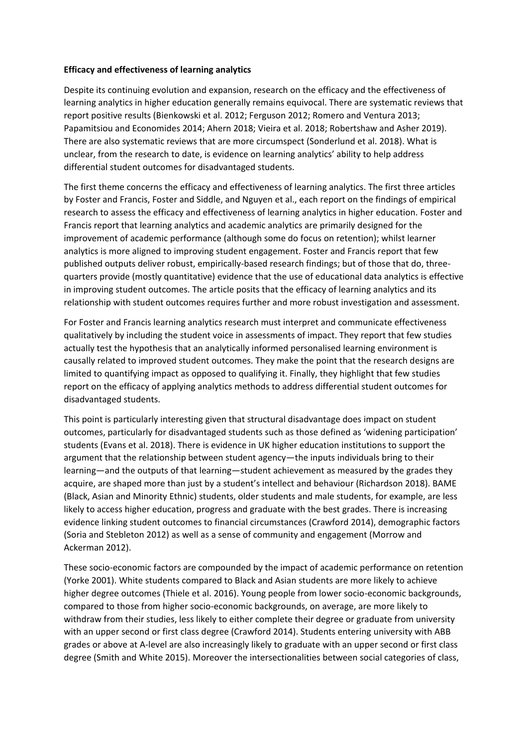**Efficacy and effectiveness of learning analytics**

Despite its continuing evolution and expansion, research on the efficacy and the effectiveness of learning analytics in higher education generally remains equivocal. There are systematic reviews that report positive results (Bienkowski et al. 2012; Ferguson 2012; Romero and Ventura 2013; Papamitsiou and Economides 2014; Ahern 2018; Vieira et al. 2018; Robertshaw and Asher 2019). There are also systematic reviews that are more circumspect (Sonderlund et al. 2018). What is unclear, from the research to date, is evidence on learning analytics' ability to help address differential student outcomes for disadvantaged students.

The first theme concerns the efficacy and effectiveness of learning analytics. The first three articles by Foster and Francis, Foster and Siddle, and Nguyen et al., each report on the findings of empirical research to assess the efficacy and effectiveness of learning analytics in higher education. Foster and Francis report that learning analytics and academic analytics are primarily designed for the improvement of academic performance (although some do focus on retention); whilst learner analytics is more aligned to improving student engagement. Foster and Francis report that few published outputs deliver robust, empirically-based research findings; but of those that do, three-quarters provide (mostly quantitative) evidence that the use of educational data analytics is effective in improving student outcomes. The article posits that the efficacy of learning analytics and its relationship with student outcomes requires further and more robust investigation and assessment.

For Foster and Francis learning analytics research must interpret and communicate effectiveness qualitatively by including the student voice in assessments of impact. They report that few studies actually test the hypothesis that an analytically informed personalised learning environment is causally related to improved student outcomes. They make the point that the research designs are limited to quantifying impact as opposed to qualifying it. Finally, they highlight that few studies report on the efficacy of applying analytics methods to address differential student outcomes for disadvantaged students.

This point is particularly interesting given that structural disadvantage does impact on student outcomes, particularly for disadvantaged students such as those defined as 'widening participation' students (Evans et al. 2018). There is evidence in UK higher education institutions to support the argument that the relationship between student agency—the inputs individuals bring to their learning—and the outputs of that learning—student achievement as measured by the grades they acquire, are shaped more than just by a student's intellect and behaviour (Richardson 2018). BAME (Black, Asian and Minority Ethnic) students, older students and male students, for example, are less likely to access higher education, progress and graduate with the best grades. There is increasing evidence linking student outcomes to financial circumstances (Crawford 2014), demographic factors (Soria and Stebleton 2012) as well as a sense of community and engagement (Morrow and Ackerman 2012).

These socio-economic factors are compounded by the impact of academic performance on retention (Yorke 2001). White students compared to Black and Asian students are more likely to achieve higher degree outcomes (Thiele et al. 2016). Young people from lower socio-economic backgrounds, compared to those from higher socio-economic backgrounds, on average, are more likely to withdraw from their studies, less likely to either complete their degree or graduate from university with an upper second or first class degree (Crawford 2014). Students entering university with ABB grades or above at A-level are also increasingly likely to graduate with an upper second or first class degree (Smith and White 2015). Moreover the intersectionalities between social categories of class,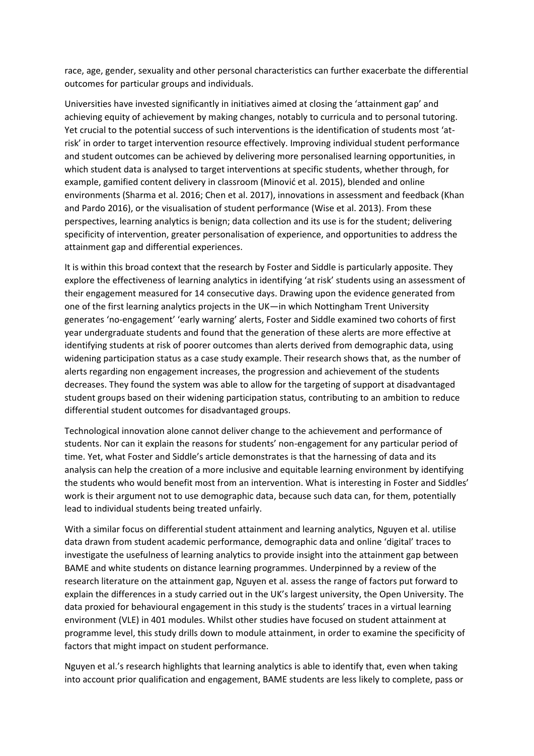race, age, gender, sexuality and other personal characteristics can further exacerbate the differential outcomes for particular groups and individuals.

Universities have invested significantly in initiatives aimed at closing the 'attainment gap' and achieving equity of achievement by making changes, notably to curricula and to personal tutoring. Yet crucial to the potential success of such interventions is the identification of students most 'at-risk' in order to target intervention resource effectively. Improving individual student performance and student outcomes can be achieved by delivering more personalised learning opportunities, in which student data is analysed to target interventions at specific students, whether through, for example, gamified content delivery in classroom (Minović et al. 2015), blended and online environments (Sharma et al. 2016; Chen et al. 2017), innovations in assessment and feedback (Khan and Pardo 2016), or the visualisation of student performance (Wise et al. 2013). From these perspectives, learning analytics is benign; data collection and its use is for the student; delivering specificity of intervention, greater personalisation of experience, and opportunities to address the attainment gap and differential experiences.

It is within this broad context that the research by Foster and Siddle is particularly apposite. They explore the effectiveness of learning analytics in identifying 'at risk' students using an assessment of their engagement measured for 14 consecutive days. Drawing upon the evidence generated from one of the first learning analytics projects in the UK—in which Nottingham Trent University generates 'no-engagement' 'early warning' alerts, Foster and Siddle examined two cohorts of first year undergraduate students and found that the generation of these alerts are more effective at identifying students at risk of poorer outcomes than alerts derived from demographic data, using widening participation status as a case study example. Their research shows that, as the number of alerts regarding non engagement increases, the progression and achievement of the students decreases. They found the system was able to allow for the targeting of support at disadvantaged student groups based on their widening participation status, contributing to an ambition to reduce differential student outcomes for disadvantaged groups.

Technological innovation alone cannot deliver change to the achievement and performance of students. Nor can it explain the reasons for students' non-engagement for any particular period of time. Yet, what Foster and Siddle's article demonstrates is that the harnessing of data and its analysis can help the creation of a more inclusive and equitable learning environment by identifying the students who would benefit most from an intervention. What is interesting in Foster and Siddles' work is their argument not to use demographic data, because such data can, for them, potentially lead to individual students being treated unfairly.

With a similar focus on differential student attainment and learning analytics, Nguyen et al. utilise data drawn from student academic performance, demographic data and online 'digital' traces to investigate the usefulness of learning analytics to provide insight into the attainment gap between BAME and white students on distance learning programmes. Underpinned by a review of the research literature on the attainment gap, Nguyen et al. assess the range of factors put forward to explain the differences in a study carried out in the UK's largest university, the Open University. The data proxied for behavioural engagement in this study is the students' traces in a virtual learning environment (VLE) in 401 modules. Whilst other studies have focused on student attainment at programme level, this study drills down to module attainment, in order to examine the specificity of factors that might impact on student performance.

Nguyen et al.'s research highlights that learning analytics is able to identify that, even when taking into account prior qualification and engagement, BAME students are less likely to complete, pass or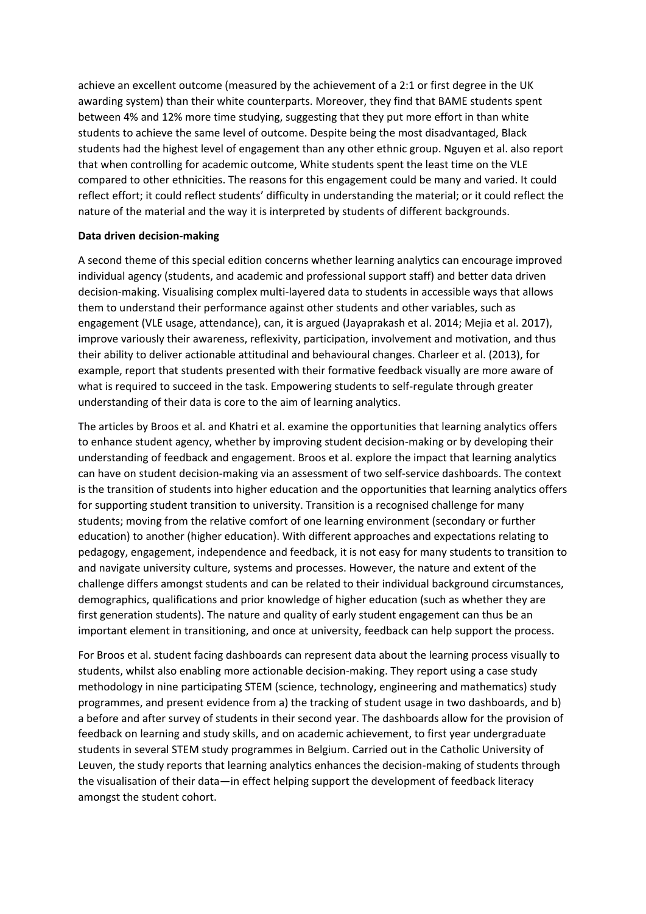achieve an excellent outcome (measured by the achievement of a 2:1 or first degree in the UK awarding system) than their white counterparts. Moreover, they find that BAME students spent between 4% and 12% more time studying, suggesting that they put more effort in than white students to achieve the same level of outcome. Despite being the most disadvantaged, Black students had the highest level of engagement than any other ethnic group. Nguyen et al. also report that when controlling for academic outcome, White students spent the least time on the VLE compared to other ethnicities. The reasons for this engagement could be many and varied. It could reflect effort; it could reflect students' difficulty in understanding the material; or it could reflect the nature of the material and the way it is interpreted by students of different backgrounds.

**Data driven decision-making**

A second theme of this special edition concerns whether learning analytics can encourage improved individual agency (students, and academic and professional support staff) and better data driven decision-making. Visualising complex multi-layered data to students in accessible ways that allows them to understand their performance against other students and other variables, such as engagement (VLE usage, attendance), can, it is argued (Jayaprakash et al. 2014; Mejia et al. 2017), improve variously their awareness, reflexivity, participation, involvement and motivation, and thus their ability to deliver actionable attitudinal and behavioural changes. Charleer et al. (2013), for example, report that students presented with their formative feedback visually are more aware of what is required to succeed in the task. Empowering students to self-regulate through greater understanding of their data is core to the aim of learning analytics.

The articles by Broos et al. and Khatri et al. examine the opportunities that learning analytics offers to enhance student agency, whether by improving student decision-making or by developing their understanding of feedback and engagement. Broos et al. explore the impact that learning analytics can have on student decision-making via an assessment of two self-service dashboards. The context is the transition of students into higher education and the opportunities that learning analytics offers for supporting student transition to university. Transition is a recognised challenge for many students; moving from the relative comfort of one learning environment (secondary or further education) to another (higher education). With different approaches and expectations relating to pedagogy, engagement, independence and feedback, it is not easy for many students to transition to and navigate university culture, systems and processes. However, the nature and extent of the challenge differs amongst students and can be related to their individual background circumstances, demographics, qualifications and prior knowledge of higher education (such as whether they are first generation students). The nature and quality of early student engagement can thus be an important element in transitioning, and once at university, feedback can help support the process.

For Broos et al. student facing dashboards can represent data about the learning process visually to students, whilst also enabling more actionable decision-making. They report using a case study methodology in nine participating STEM (science, technology, engineering and mathematics) study programmes, and present evidence from a) the tracking of student usage in two dashboards, and b) a before and after survey of students in their second year. The dashboards allow for the provision of feedback on learning and study skills, and on academic achievement, to first year undergraduate students in several STEM study programmes in Belgium. Carried out in the Catholic University of Leuven, the study reports that learning analytics enhances the decision-making of students through the visualisation of their data—in effect helping support the development of feedback literacy amongst the student cohort.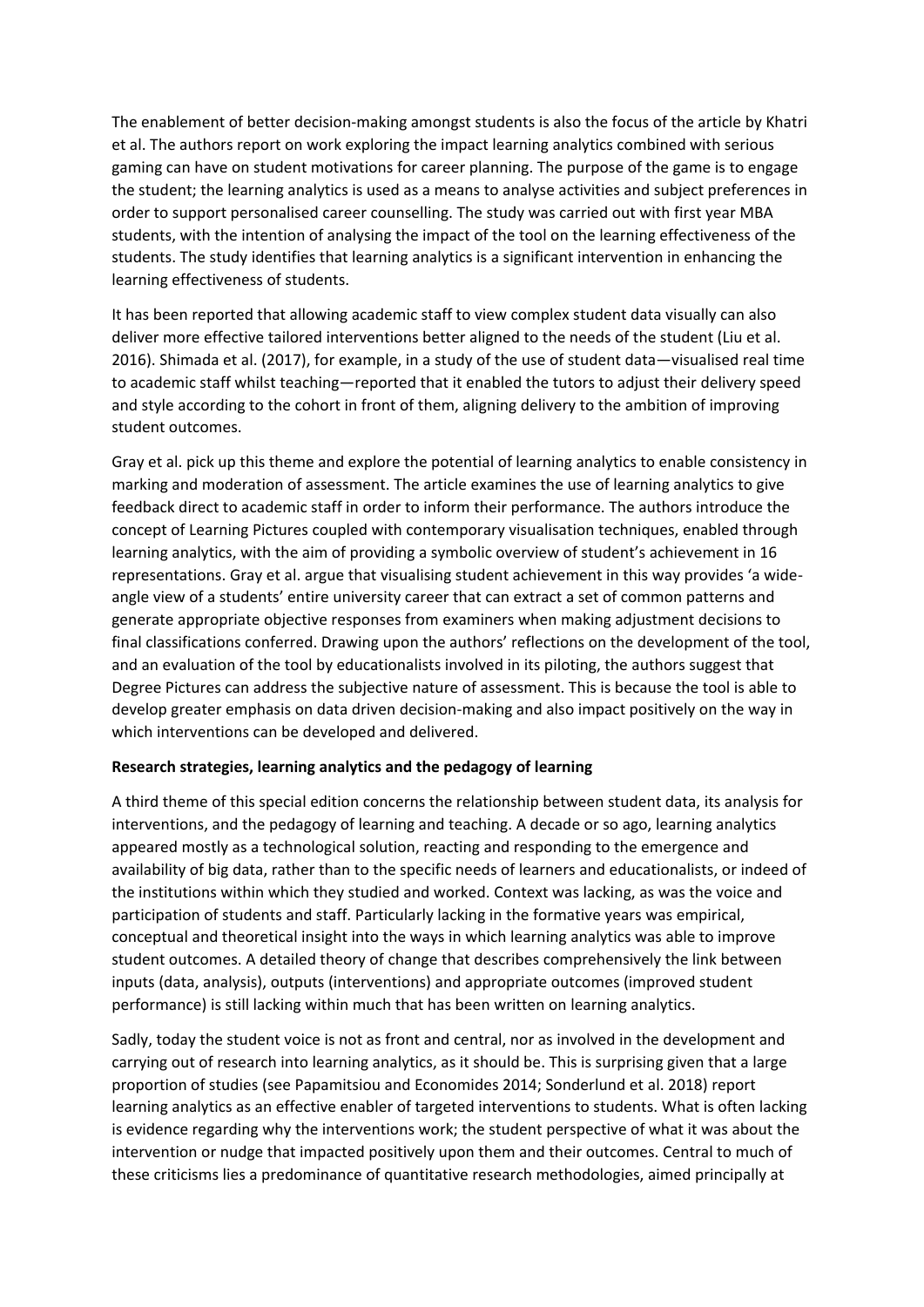The enablement of better decision-making amongst students is also the focus of the article by Khatri et al. The authors report on work exploring the impact learning analytics combined with serious gaming can have on student motivations for career planning. The purpose of the game is to engage the student; the learning analytics is used as a means to analyse activities and subject preferences in order to support personalised career counselling. The study was carried out with first year MBA students, with the intention of analysing the impact of the tool on the learning effectiveness of the students. The study identifies that learning analytics is a significant intervention in enhancing the learning effectiveness of students.

It has been reported that allowing academic staff to view complex student data visually can also deliver more effective tailored interventions better aligned to the needs of the student (Liu et al. 2016). Shimada et al. (2017), for example, in a study of the use of student data—visualised real time to academic staff whilst teaching—reported that it enabled the tutors to adjust their delivery speed and style according to the cohort in front of them, aligning delivery to the ambition of improving student outcomes.

Gray et al. pick up this theme and explore the potential of learning analytics to enable consistency in marking and moderation of assessment. The article examines the use of learning analytics to give feedback direct to academic staff in order to inform their performance. The authors introduce the concept of Learning Pictures coupled with contemporary visualisation techniques, enabled through learning analytics, with the aim of providing a symbolic overview of student's achievement in 16 representations. Gray et al. argue that visualising student achievement in this way provides 'a wide-angle view of a students' entire university career that can extract a set of common patterns and generate appropriate objective responses from examiners when making adjustment decisions to final classifications conferred. Drawing upon the authors' reflections on the development of the tool, and an evaluation of the tool by educationalists involved in its piloting, the authors suggest that Degree Pictures can address the subjective nature of assessment. This is because the tool is able to develop greater emphasis on data driven decision-making and also impact positively on the way in which interventions can be developed and delivered.

**Research strategies, learning analytics and the pedagogy of learning**

A third theme of this special edition concerns the relationship between student data, its analysis for interventions, and the pedagogy of learning and teaching. A decade or so ago, learning analytics appeared mostly as a technological solution, reacting and responding to the emergence and availability of big data, rather than to the specific needs of learners and educationalists, or indeed of the institutions within which they studied and worked. Context was lacking, as was the voice and participation of students and staff. Particularly lacking in the formative years was empirical, conceptual and theoretical insight into the ways in which learning analytics was able to improve student outcomes. A detailed theory of change that describes comprehensively the link between inputs (data, analysis), outputs (interventions) and appropriate outcomes (improved student performance) is still lacking within much that has been written on learning analytics.

Sadly, today the student voice is not as front and central, nor as involved in the development and carrying out of research into learning analytics, as it should be. This is surprising given that a large proportion of studies (see Papamitsiou and Economides 2014; Sonderlund et al. 2018) report learning analytics as an effective enabler of targeted interventions to students. What is often lacking is evidence regarding why the interventions work; the student perspective of what it was about the intervention or nudge that impacted positively upon them and their outcomes. Central to much of these criticisms lies a predominance of quantitative research methodologies, aimed principally at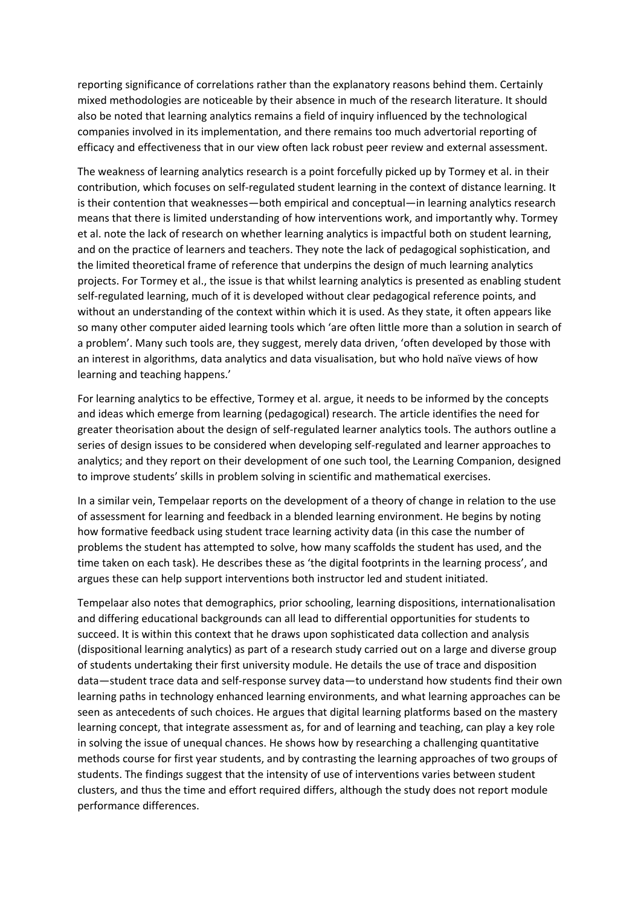reporting significance of correlations rather than the explanatory reasons behind them. Certainly mixed methodologies are noticeable by their absence in much of the research literature. It should also be noted that learning analytics remains a field of inquiry influenced by the technological companies involved in its implementation, and there remains too much advertorial reporting of efficacy and effectiveness that in our view often lack robust peer review and external assessment.

The weakness of learning analytics research is a point forcefully picked up by Tormey et al. in their contribution, which focuses on self-regulated student learning in the context of distance learning. It is their contention that weaknesses—both empirical and conceptual—in learning analytics research means that there is limited understanding of how interventions work, and importantly why. Tormey et al. note the lack of research on whether learning analytics is impactful both on student learning, and on the practice of learners and teachers. They note the lack of pedagogical sophistication, and the limited theoretical frame of reference that underpins the design of much learning analytics projects. For Tormey et al., the issue is that whilst learning analytics is presented as enabling student self-regulated learning, much of it is developed without clear pedagogical reference points, and without an understanding of the context within which it is used. As they state, it often appears like so many other computer aided learning tools which 'are often little more than a solution in search of a problem'. Many such tools are, they suggest, merely data driven, 'often developed by those with an interest in algorithms, data analytics and data visualisation, but who hold naïve views of how learning and teaching happens.'

For learning analytics to be effective, Tormey et al. argue, it needs to be informed by the concepts and ideas which emerge from learning (pedagogical) research. The article identifies the need for greater theorisation about the design of self-regulated learner analytics tools. The authors outline a series of design issues to be considered when developing self-regulated and learner approaches to analytics; and they report on their development of one such tool, the Learning Companion, designed to improve students' skills in problem solving in scientific and mathematical exercises.

In a similar vein, Tempelaar reports on the development of a theory of change in relation to the use of assessment for learning and feedback in a blended learning environment. He begins by noting how formative feedback using student trace learning activity data (in this case the number of problems the student has attempted to solve, how many scaffolds the student has used, and the time taken on each task). He describes these as 'the digital footprints in the learning process', and argues these can help support interventions both instructor led and student initiated.

Tempelaar also notes that demographics, prior schooling, learning dispositions, internationalisation and differing educational backgrounds can all lead to differential opportunities for students to succeed. It is within this context that he draws upon sophisticated data collection and analysis (dispositional learning analytics) as part of a research study carried out on a large and diverse group of students undertaking their first university module. He details the use of trace and disposition data—student trace data and self-response survey data—to understand how students find their own learning paths in technology enhanced learning environments, and what learning approaches can be seen as antecedents of such choices. He argues that digital learning platforms based on the mastery learning concept, that integrate assessment as, for and of learning and teaching, can play a key role in solving the issue of unequal chances. He shows how by researching a challenging quantitative methods course for first year students, and by contrasting the learning approaches of two groups of students. The findings suggest that the intensity of use of interventions varies between student clusters, and thus the time and effort required differs, although the study does not report module performance differences.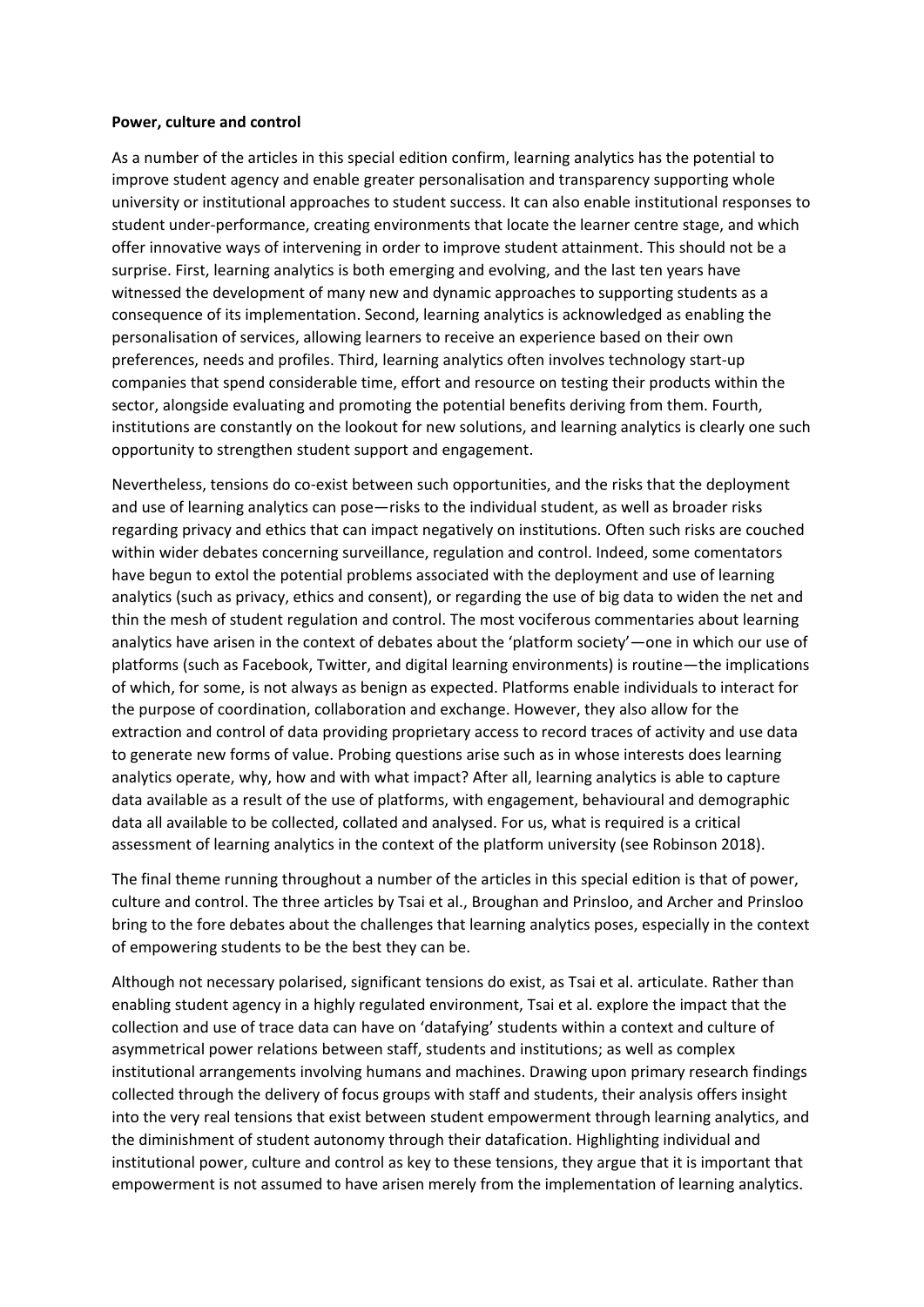**Power, culture and control**

As a number of the articles in this special edition confirm, learning analytics has the potential to improve student agency and enable greater personalisation and transparency supporting whole university or institutional approaches to student success. It can also enable institutional responses to student under-performance, creating environments that locate the learner centre stage, and which offer innovative ways of intervening in order to improve student attainment. This should not be a surprise. First, learning analytics is both emerging and evolving, and the last ten years have witnessed the development of many new and dynamic approaches to supporting students as a consequence of its implementation. Second, learning analytics is acknowledged as enabling the personalisation of services, allowing learners to receive an experience based on their own preferences, needs and profiles. Third, learning analytics often involves technology start-up companies that spend considerable time, effort and resource on testing their products within the sector, alongside evaluating and promoting the potential benefits deriving from them. Fourth, institutions are constantly on the lookout for new solutions, and learning analytics is clearly one such opportunity to strengthen student support and engagement.

Nevertheless, tensions do co-exist between such opportunities, and the risks that the deployment and use of learning analytics can pose—risks to the individual student, as well as broader risks regarding privacy and ethics that can impact negatively on institutions. Often such risks are couched within wider debates concerning surveillance, regulation and control. Indeed, some comentators have begun to extol the potential problems associated with the deployment and use of learning analytics (such as privacy, ethics and consent), or regarding the use of big data to widen the net and thin the mesh of student regulation and control. The most vociferous commentaries about learning analytics have arisen in the context of debates about the 'platform society'—one in which our use of platforms (such as Facebook, Twitter, and digital learning environments) is routine—the implications of which, for some, is not always as benign as expected. Platforms enable individuals to interact for the purpose of coordination, collaboration and exchange. However, they also allow for the extraction and control of data providing proprietary access to record traces of activity and use data to generate new forms of value. Probing questions arise such as in whose interests does learning analytics operate, why, how and with what impact? After all, learning analytics is able to capture data available as a result of the use of platforms, with engagement, behavioural and demographic data all available to be collected, collated and analysed. For us, what is required is a critical assessment of learning analytics in the context of the platform university (see Robinson 2018).

The final theme running throughout a number of the articles in this special edition is that of power, culture and control. The three articles by Tsai et al., Broughan and Prinsloo, and Archer and Prinsloo bring to the fore debates about the challenges that learning analytics poses, especially in the context of empowering students to be the best they can be.

Although not necessary polarised, significant tensions do exist, as Tsai et al. articulate. Rather than enabling student agency in a highly regulated environment, Tsai et al. explore the impact that the collection and use of trace data can have on 'datafying' students within a context and culture of asymmetrical power relations between staff, students and institutions; as well as complex institutional arrangements involving humans and machines. Drawing upon primary research findings collected through the delivery of focus groups with staff and students, their analysis offers insight into the very real tensions that exist between student empowerment through learning analytics, and the diminishment of student autonomy through their datafication. Highlighting individual and institutional power, culture and control as key to these tensions, they argue that it is important that empowerment is not assumed to have arisen merely from the implementation of learning analytics.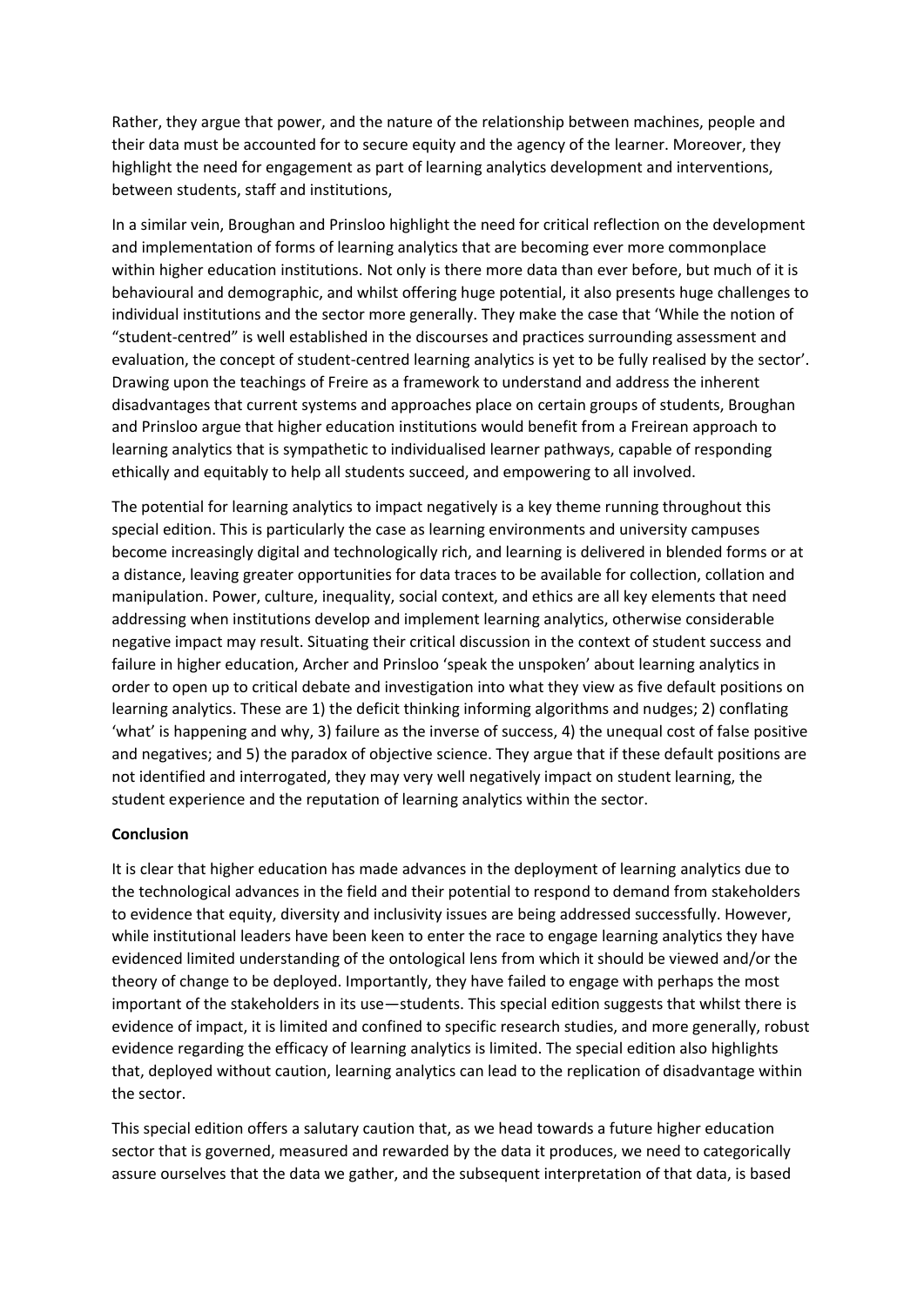Rather, they argue that power, and the nature of the relationship between machines, people and their data must be accounted for to secure equity and the agency of the learner. Moreover, they highlight the need for engagement as part of learning analytics development and interventions, between students, staff and institutions,

In a similar vein, Broughan and Prinsloo highlight the need for critical reflection on the development and implementation of forms of learning analytics that are becoming ever more commonplace within higher education institutions. Not only is there more data than ever before, but much of it is behavioural and demographic, and whilst offering huge potential, it also presents huge challenges to individual institutions and the sector more generally. They make the case that 'While the notion of "student-centred" is well established in the discourses and practices surrounding assessment and evaluation, the concept of student-centred learning analytics is yet to be fully realised by the sector'. Drawing upon the teachings of Freire as a framework to understand and address the inherent disadvantages that current systems and approaches place on certain groups of students, Broughan and Prinsloo argue that higher education institutions would benefit from a Freirean approach to learning analytics that is sympathetic to individualised learner pathways, capable of responding ethically and equitably to help all students succeed, and empowering to all involved.

The potential for learning analytics to impact negatively is a key theme running throughout this special edition. This is particularly the case as learning environments and university campuses become increasingly digital and technologically rich, and learning is delivered in blended forms or at a distance, leaving greater opportunities for data traces to be available for collection, collation and manipulation. Power, culture, inequality, social context, and ethics are all key elements that need addressing when institutions develop and implement learning analytics, otherwise considerable negative impact may result. Situating their critical discussion in the context of student success and failure in higher education, Archer and Prinsloo 'speak the unspoken' about learning analytics in order to open up to critical debate and investigation into what they view as five default positions on learning analytics. These are 1) the deficit thinking informing algorithms and nudges; 2) conflating 'what' is happening and why, 3) failure as the inverse of success, 4) the unequal cost of false positive and negatives; and 5) the paradox of objective science. They argue that if these default positions are not identified and interrogated, they may very well negatively impact on student learning, the student experience and the reputation of learning analytics within the sector.

**Conclusion**

It is clear that higher education has made advances in the deployment of learning analytics due to the technological advances in the field and their potential to respond to demand from stakeholders to evidence that equity, diversity and inclusivity issues are being addressed successfully. However, while institutional leaders have been keen to enter the race to engage learning analytics they have evidenced limited understanding of the ontological lens from which it should be viewed and/or the theory of change to be deployed. Importantly, they have failed to engage with perhaps the most important of the stakeholders in its use—students. This special edition suggests that whilst there is evidence of impact, it is limited and confined to specific research studies, and more generally, robust evidence regarding the efficacy of learning analytics is limited. The special edition also highlights that, deployed without caution, learning analytics can lead to the replication of disadvantage within the sector.

This special edition offers a salutary caution that, as we head towards a future higher education sector that is governed, measured and rewarded by the data it produces, we need to categorically assure ourselves that the data we gather, and the subsequent interpretation of that data, is based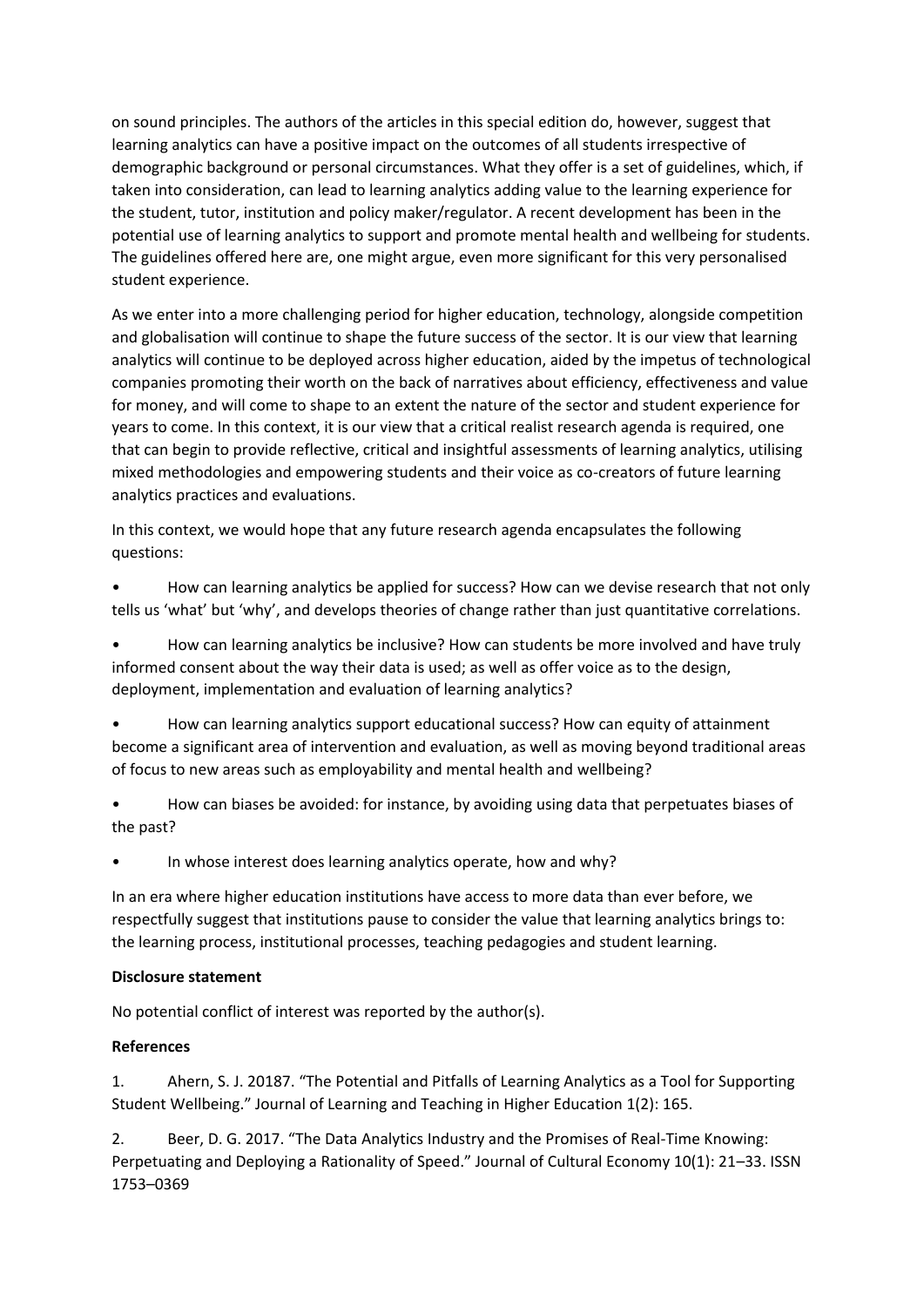on sound principles. The authors of the articles in this special edition do, however, suggest that learning analytics can have a positive impact on the outcomes of all students irrespective of demographic background or personal circumstances. What they offer is a set of guidelines, which, if taken into consideration, can lead to learning analytics adding value to the learning experience for the student, tutor, institution and policy maker/regulator. A recent development has been in the potential use of learning analytics to support and promote mental health and wellbeing for students. The guidelines offered here are, one might argue, even more significant for this very personalised student experience.

As we enter into a more challenging period for higher education, technology, alongside competition and globalisation will continue to shape the future success of the sector. It is our view that learning analytics will continue to be deployed across higher education, aided by the impetus of technological companies promoting their worth on the back of narratives about efficiency, effectiveness and value for money, and will come to shape to an extent the nature of the sector and student experience for years to come. In this context, it is our view that a critical realist research agenda is required, one that can begin to provide reflective, critical and insightful assessments of learning analytics, utilising mixed methodologies and empowering students and their voice as co-creators of future learning analytics practices and evaluations.

In this context, we would hope that any future research agenda encapsulates the following questions:

- How can learning analytics be applied for success? How can we devise research that not only tells us 'what' but 'why', and develops theories of change rather than just quantitative correlations.
- How can learning analytics be inclusive? How can students be more involved and have truly informed consent about the way their data is used; as well as offer voice as to the design, deployment, implementation and evaluation of learning analytics?
- How can learning analytics support educational success? How can equity of attainment become a significant area of intervention and evaluation, as well as moving beyond traditional areas of focus to new areas such as employability and mental health and wellbeing?
- How can biases be avoided: for instance, by avoiding using data that perpetuates biases of the past?
- In whose interest does learning analytics operate, how and why?

In an era where higher education institutions have access to more data than ever before, we respectfully suggest that institutions pause to consider the value that learning analytics brings to: the learning process, institutional processes, teaching pedagogies and student learning.

**Disclosure statement**

No potential conflict of interest was reported by the author(s).

**References**

1. Ahern, S. J. 20187. "The Potential and Pitfalls of Learning Analytics as a Tool for Supporting Student Wellbeing." Journal of Learning and Teaching in Higher Education 1(2): 165.

2. Beer, D. G. 2017. "The Data Analytics Industry and the Promises of Real-Time Knowing: Perpetuating and Deploying a Rationality of Speed." Journal of Cultural Economy 10(1): 21–33. ISSN 1753–0369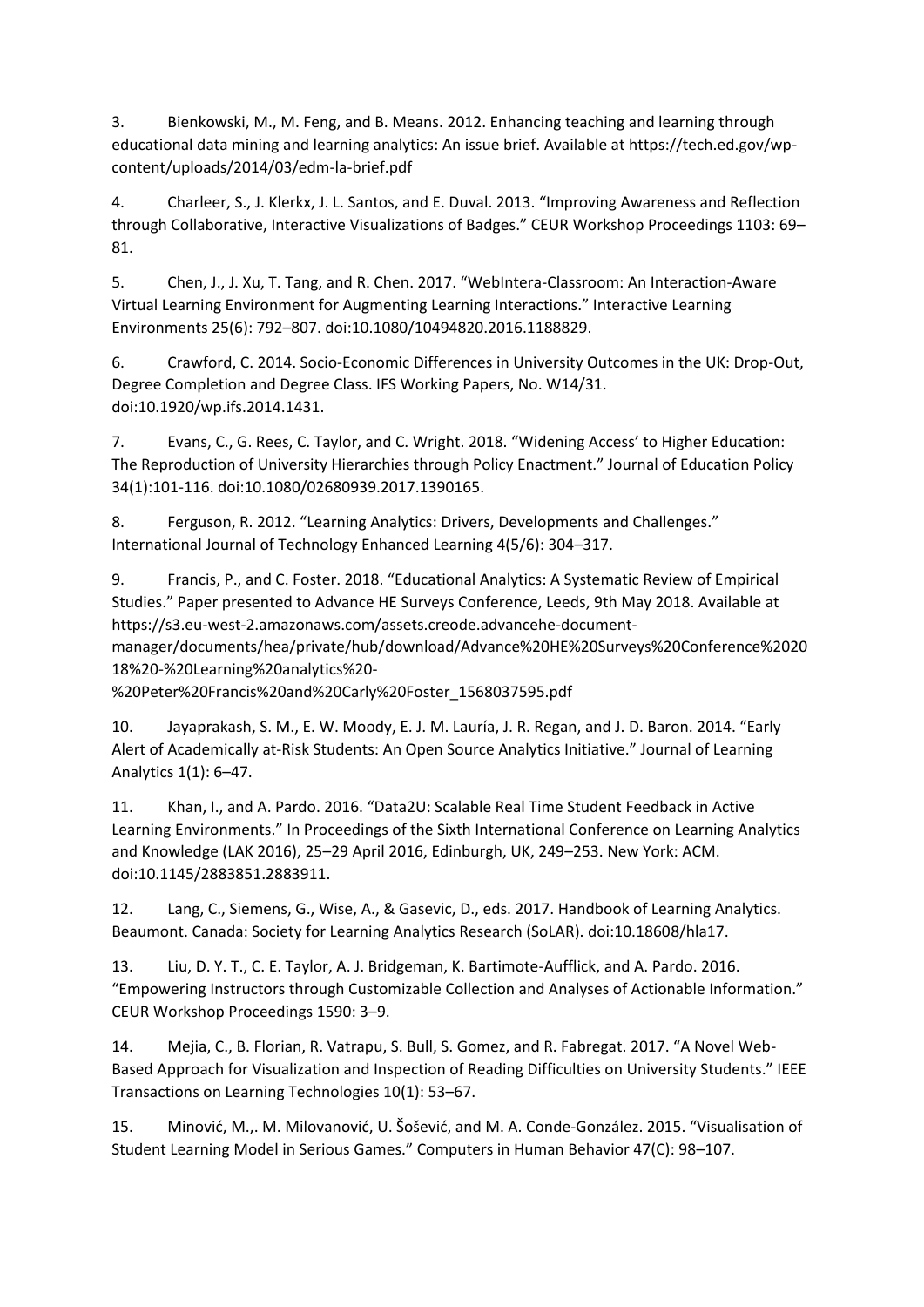3. Bienkowski, M., M. Feng, and B. Means. 2012. Enhancing teaching and learning through educational data mining and learning analytics: An issue brief. Available at https://tech.ed.gov/wp-content/uploads/2014/03/edm-la-brief.pdf

4. Charleer, S., J. Klerkx, J. L. Santos, and E. Duval. 2013. "Improving Awareness and Reflection through Collaborative, Interactive Visualizations of Badges." CEUR Workshop Proceedings 1103: 69–81.

5. Chen, J., J. Xu, T. Tang, and R. Chen. 2017. "WebIntera-Classroom: An Interaction-Aware Virtual Learning Environment for Augmenting Learning Interactions." Interactive Learning Environments 25(6): 792–807. doi:10.1080/10494820.2016.1188829.

6. Crawford, C. 2014. Socio-Economic Differences in University Outcomes in the UK: Drop-Out, Degree Completion and Degree Class. IFS Working Papers, No. W14/31. doi:10.1920/wp.ifs.2014.1431.

7. Evans, C., G. Rees, C. Taylor, and C. Wright. 2018. "Widening Access' to Higher Education: The Reproduction of University Hierarchies through Policy Enactment." Journal of Education Policy 34(1):101-116. doi:10.1080/02680939.2017.1390165.

8. Ferguson, R. 2012. "Learning Analytics: Drivers, Developments and Challenges." International Journal of Technology Enhanced Learning 4(5/6): 304–317.

9. Francis, P., and C. Foster. 2018. "Educational Analytics: A Systematic Review of Empirical Studies." Paper presented to Advance HE Surveys Conference, Leeds, 9th May 2018. Available at https://s3.eu-west-2.amazonaws.com/assets.creode.advancehe-document-manager/documents/hea/private/hub/download/Advance%20HE%20Surveys%20Conference%202018%20-%20Learning%20analytics%20-%20Peter%20Francis%20and%20Carly%20Foster_1568037595.pdf

10. Jayaprakash, S. M., E. W. Moody, E. J. M. Lauría, J. R. Regan, and J. D. Baron. 2014. "Early Alert of Academically at-Risk Students: An Open Source Analytics Initiative." Journal of Learning Analytics 1(1): 6–47.

11. Khan, I., and A. Pardo. 2016. "Data2U: Scalable Real Time Student Feedback in Active Learning Environments." In Proceedings of the Sixth International Conference on Learning Analytics and Knowledge (LAK 2016), 25–29 April 2016, Edinburgh, UK, 249–253. New York: ACM. doi:10.1145/2883851.2883911.

12. Lang, C., Siemens, G., Wise, A., & Gasevic, D., eds. 2017. Handbook of Learning Analytics. Beaumont. Canada: Society for Learning Analytics Research (SoLAR). doi:10.18608/hla17.

13. Liu, D. Y. T., C. E. Taylor, A. J. Bridgeman, K. Bartimote-Aufflick, and A. Pardo. 2016. "Empowering Instructors through Customizable Collection and Analyses of Actionable Information." CEUR Workshop Proceedings 1590: 3–9.

14. Mejia, C., B. Florian, R. Vatrapu, S. Bull, S. Gomez, and R. Fabregat. 2017. "A Novel Web-Based Approach for Visualization and Inspection of Reading Difficulties on University Students." IEEE Transactions on Learning Technologies 10(1): 53–67.

15. Minović, M.,. M. Milovanović, U. Šošević, and M. A. Conde-González. 2015. "Visualisation of Student Learning Model in Serious Games." Computers in Human Behavior 47(C): 98–107.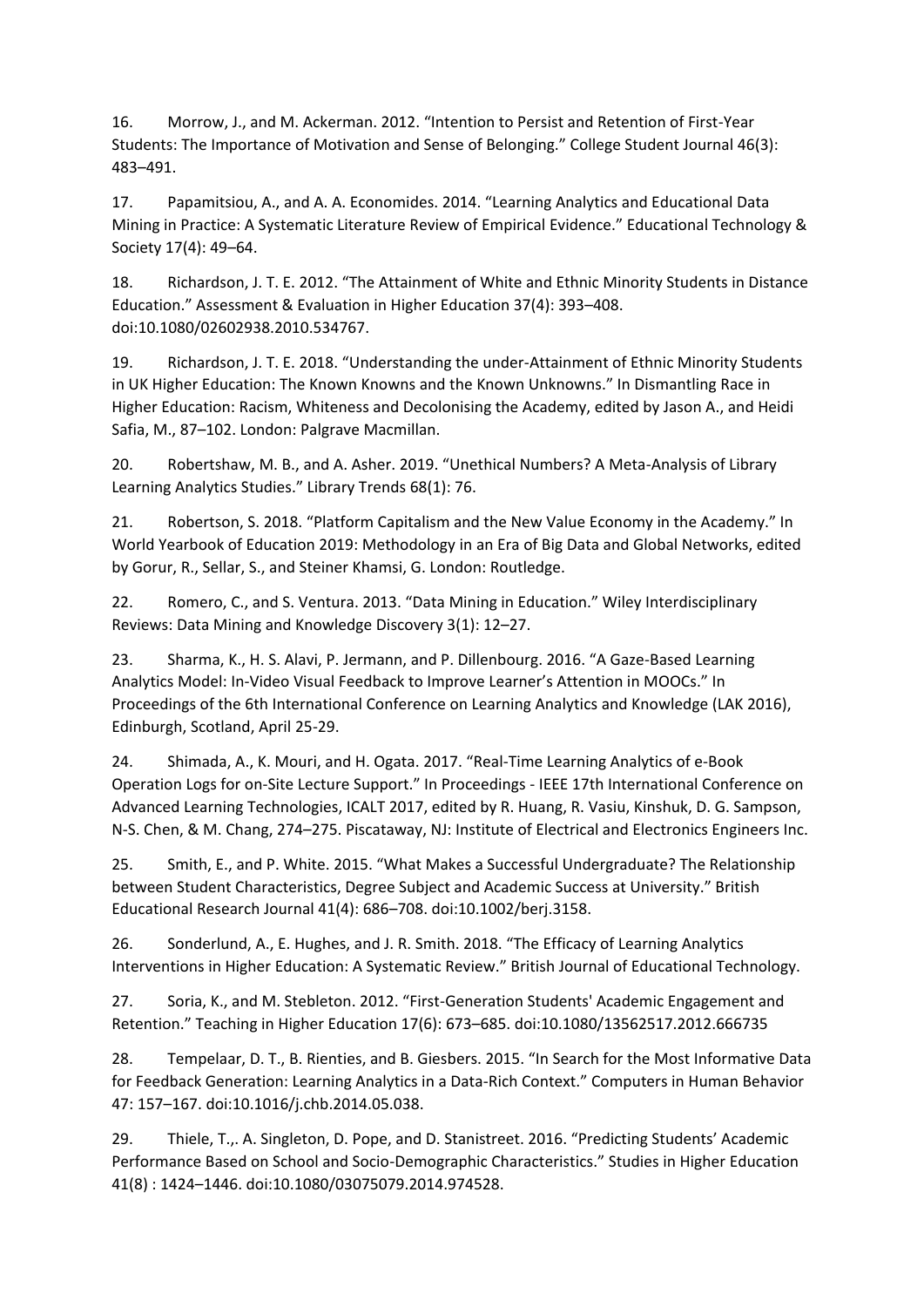16. Morrow, J., and M. Ackerman. 2012. "Intention to Persist and Retention of First-Year Students: The Importance of Motivation and Sense of Belonging." College Student Journal 46(3): 483–491.

17. Papamitsiou, A., and A. A. Economides. 2014. "Learning Analytics and Educational Data Mining in Practice: A Systematic Literature Review of Empirical Evidence." Educational Technology & Society 17(4): 49–64.

18. Richardson, J. T. E. 2012. "The Attainment of White and Ethnic Minority Students in Distance Education." Assessment & Evaluation in Higher Education 37(4): 393–408. doi:10.1080/02602938.2010.534767.

19. Richardson, J. T. E. 2018. "Understanding the under-Attainment of Ethnic Minority Students in UK Higher Education: The Known Knowns and the Known Unknowns." In Dismantling Race in Higher Education: Racism, Whiteness and Decolonising the Academy, edited by Jason A., and Heidi Safia, M., 87–102. London: Palgrave Macmillan.

20. Robertshaw, M. B., and A. Asher. 2019. "Unethical Numbers? A Meta-Analysis of Library Learning Analytics Studies." Library Trends 68(1): 76.

21. Robertson, S. 2018. "Platform Capitalism and the New Value Economy in the Academy." In World Yearbook of Education 2019: Methodology in an Era of Big Data and Global Networks, edited by Gorur, R., Sellar, S., and Steiner Khamsi, G. London: Routledge.

22. Romero, C., and S. Ventura. 2013. "Data Mining in Education." Wiley Interdisciplinary Reviews: Data Mining and Knowledge Discovery 3(1): 12–27.

23. Sharma, K., H. S. Alavi, P. Jermann, and P. Dillenbourg. 2016. "A Gaze-Based Learning Analytics Model: In-Video Visual Feedback to Improve Learner's Attention in MOOCs." In Proceedings of the 6th International Conference on Learning Analytics and Knowledge (LAK 2016), Edinburgh, Scotland, April 25-29.

24. Shimada, A., K. Mouri, and H. Ogata. 2017. "Real-Time Learning Analytics of e-Book Operation Logs for on-Site Lecture Support." In Proceedings - IEEE 17th International Conference on Advanced Learning Technologies, ICALT 2017, edited by R. Huang, R. Vasiu, Kinshuk, D. G. Sampson, N-S. Chen, & M. Chang, 274–275. Piscataway, NJ: Institute of Electrical and Electronics Engineers Inc.

25. Smith, E., and P. White. 2015. "What Makes a Successful Undergraduate? The Relationship between Student Characteristics, Degree Subject and Academic Success at University." British Educational Research Journal 41(4): 686–708. doi:10.1002/berj.3158.

26. Sonderlund, A., E. Hughes, and J. R. Smith. 2018. "The Efficacy of Learning Analytics Interventions in Higher Education: A Systematic Review." British Journal of Educational Technology.

27. Soria, K., and M. Stebleton. 2012. "First-Generation Students' Academic Engagement and Retention." Teaching in Higher Education 17(6): 673–685. doi:10.1080/13562517.2012.666735

28. Tempelaar, D. T., B. Rienties, and B. Giesbers. 2015. "In Search for the Most Informative Data for Feedback Generation: Learning Analytics in a Data-Rich Context." Computers in Human Behavior 47: 157–167. doi:10.1016/j.chb.2014.05.038.

29. Thiele, T.,. A. Singleton, D. Pope, and D. Stanistreet. 2016. "Predicting Students' Academic Performance Based on School and Socio-Demographic Characteristics." Studies in Higher Education 41(8) : 1424–1446. doi:10.1080/03075079.2014.974528.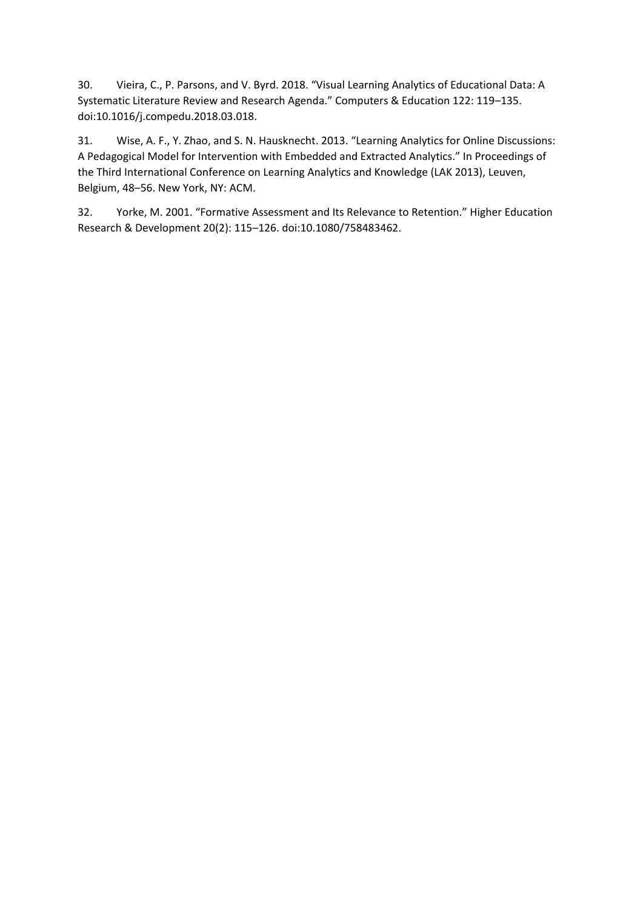30. Vieira, C., P. Parsons, and V. Byrd. 2018. “Visual Learning Analytics of Educational Data: A Systematic Literature Review and Research Agenda.” Computers & Education 122: 119–135. doi:10.1016/j.compedu.2018.03.018.

31. Wise, A. F., Y. Zhao, and S. N. Hausknecht. 2013. “Learning Analytics for Online Discussions: A Pedagogical Model for Intervention with Embedded and Extracted Analytics.” In Proceedings of the Third International Conference on Learning Analytics and Knowledge (LAK 2013), Leuven, Belgium, 48–56. New York, NY: ACM.

32. Yorke, M. 2001. “Formative Assessment and Its Relevance to Retention.” Higher Education Research & Development 20(2): 115–126. doi:10.1080/758483462.